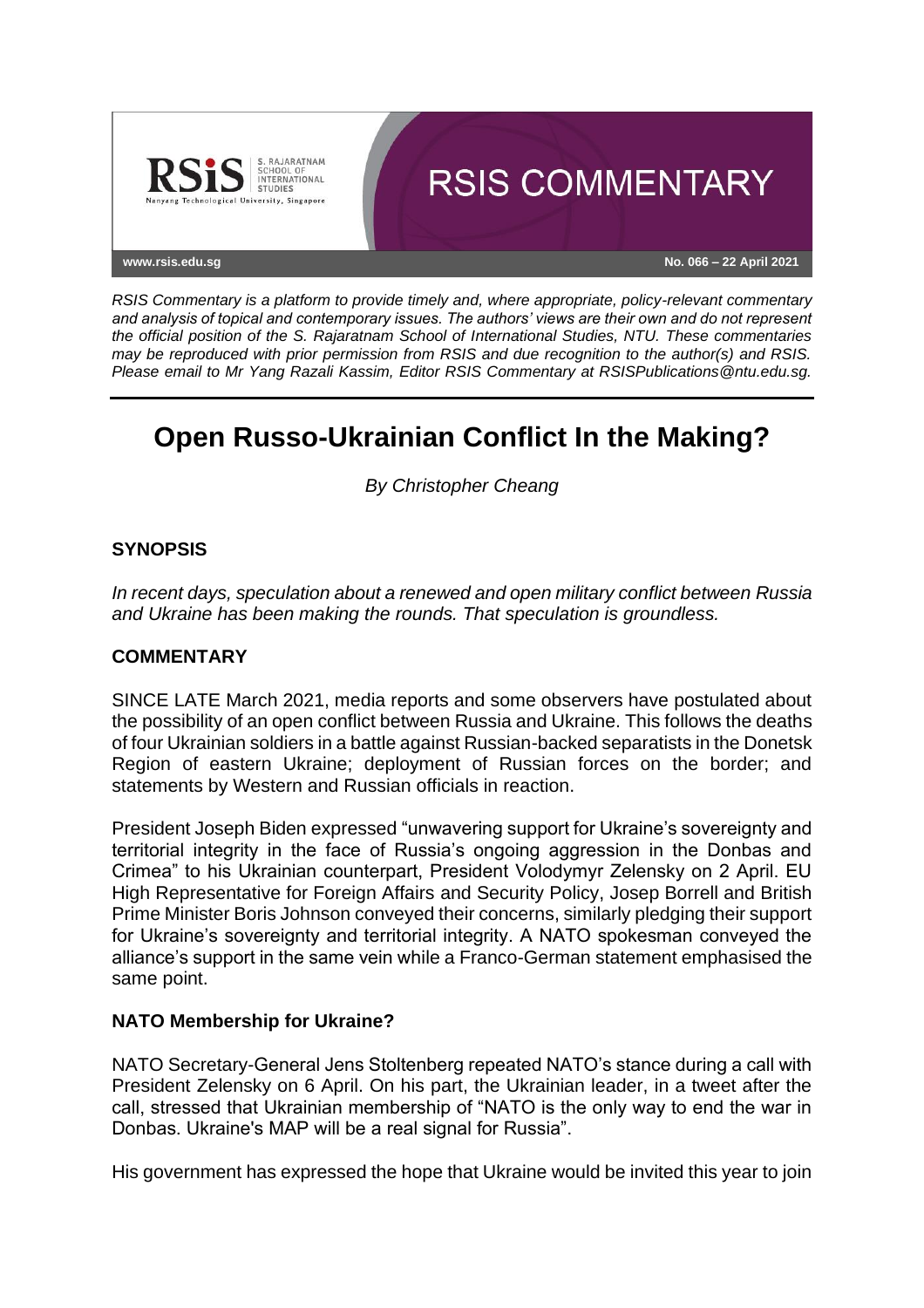RSIS Commentary is a platform to provide timely and, where appropriate, policy-relevant commentary and analysis of topical and contemporary issues. The authors' views are their own and do not represent the official position of the S. Rajaratnam School of International Studies, NTU. These commentaries may be reproduced with prior permission from RSIS and due recognition to the author(s) and RSIS. Please email to Mr Yang Razali Kassim, Editor RSIS Commentary at RSISPublications@ntu.edu.sg.

*RSIS COMMENTARY*

www.rsis.edu.sg

No. 066 – 22 April 2021

# Open Russo-Ukrainian Conflict In the Making?

*By Christopher Cheang*

## SYNOPSIS

*In recent days, speculation about a renewed and open military conflict between Russia and Ukraine has been making the rounds. That speculation is groundless.*

## COMMENTARY

SINCE LATE March 2021, media reports and some observers have postulated about the possibility of an open conflict between Russia and Ukraine. This follows the deaths of four Ukrainian soldiers in a battle against Russian-backed separatists in the Donetsk Region of eastern Ukraine; deployment of Russian forces on the border; and statements by Western and Russian officials in reaction.

President Joseph Biden expressed "unwavering support for Ukraine's sovereignty and territorial integrity in the face of Russia's ongoing aggression in the Donbas and Crimea" to his Ukrainian counterpart, President Volodymyr Zelensky on 2 April. EU High Representative for Foreign Affairs and Security Policy, Josep Borrell and British Prime Minister Boris Johnson conveyed their concerns, similarly pledging their support for Ukraine's sovereignty and territorial integrity. A NATO spokesman conveyed the alliance's support in the same vein while a Franco-German statement emphasised the same point.

### NATO Membership for Ukraine?

NATO Secretary-General Jens Stoltenberg repeated NATO's stance during a call with President Zelensky on 6 April. On his part, the Ukrainian leader, in a tweet after the call, stressed that Ukrainian membership of "NATO is the only way to end the war in Donbas. Ukraine's MAP will be a real signal for Russia".

His government has expressed the hope that Ukraine would be invited this year to join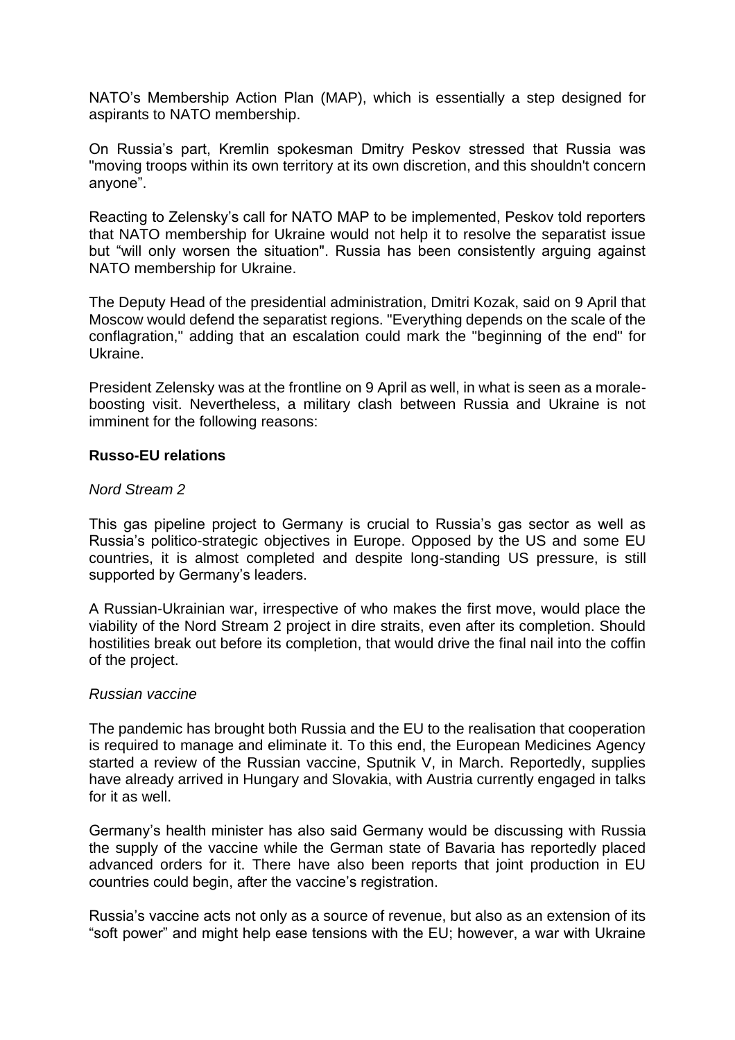NATO's Membership Action Plan (MAP), which is essentially a step designed for aspirants to NATO membership.

On Russia's part, Kremlin spokesman Dmitry Peskov stressed that Russia was "moving troops within its own territory at its own discretion, and this shouldn't concern anyone".

Reacting to Zelensky's call for NATO MAP to be implemented, Peskov told reporters that NATO membership for Ukraine would not help it to resolve the separatist issue but "will only worsen the situation". Russia has been consistently arguing against NATO membership for Ukraine.

The Deputy Head of the presidential administration, Dmitri Kozak, said on 9 April that Moscow would defend the separatist regions. "Everything depends on the scale of the conflagration," adding that an escalation could mark the "beginning of the end" for Ukraine.

President Zelensky was at the frontline on 9 April as well, in what is seen as a morale-boosting visit. Nevertheless, a military clash between Russia and Ukraine is not imminent for the following reasons:

**Russo-EU relations**

*Nord Stream 2*

This gas pipeline project to Germany is crucial to Russia's gas sector as well as Russia's politico-strategic objectives in Europe. Opposed by the US and some EU countries, it is almost completed and despite long-standing US pressure, is still supported by Germany's leaders.

A Russian-Ukrainian war, irrespective of who makes the first move, would place the viability of the Nord Stream 2 project in dire straits, even after its completion. Should hostilities break out before its completion, that would drive the final nail into the coffin of the project.

*Russian vaccine*

The pandemic has brought both Russia and the EU to the realisation that cooperation is required to manage and eliminate it. To this end, the European Medicines Agency started a review of the Russian vaccine, Sputnik V, in March. Reportedly, supplies have already arrived in Hungary and Slovakia, with Austria currently engaged in talks for it as well.

Germany's health minister has also said Germany would be discussing with Russia the supply of the vaccine while the German state of Bavaria has reportedly placed advanced orders for it. There have also been reports that joint production in EU countries could begin, after the vaccine's registration.

Russia's vaccine acts not only as a source of revenue, but also as an extension of its "soft power" and might help ease tensions with the EU; however, a war with Ukraine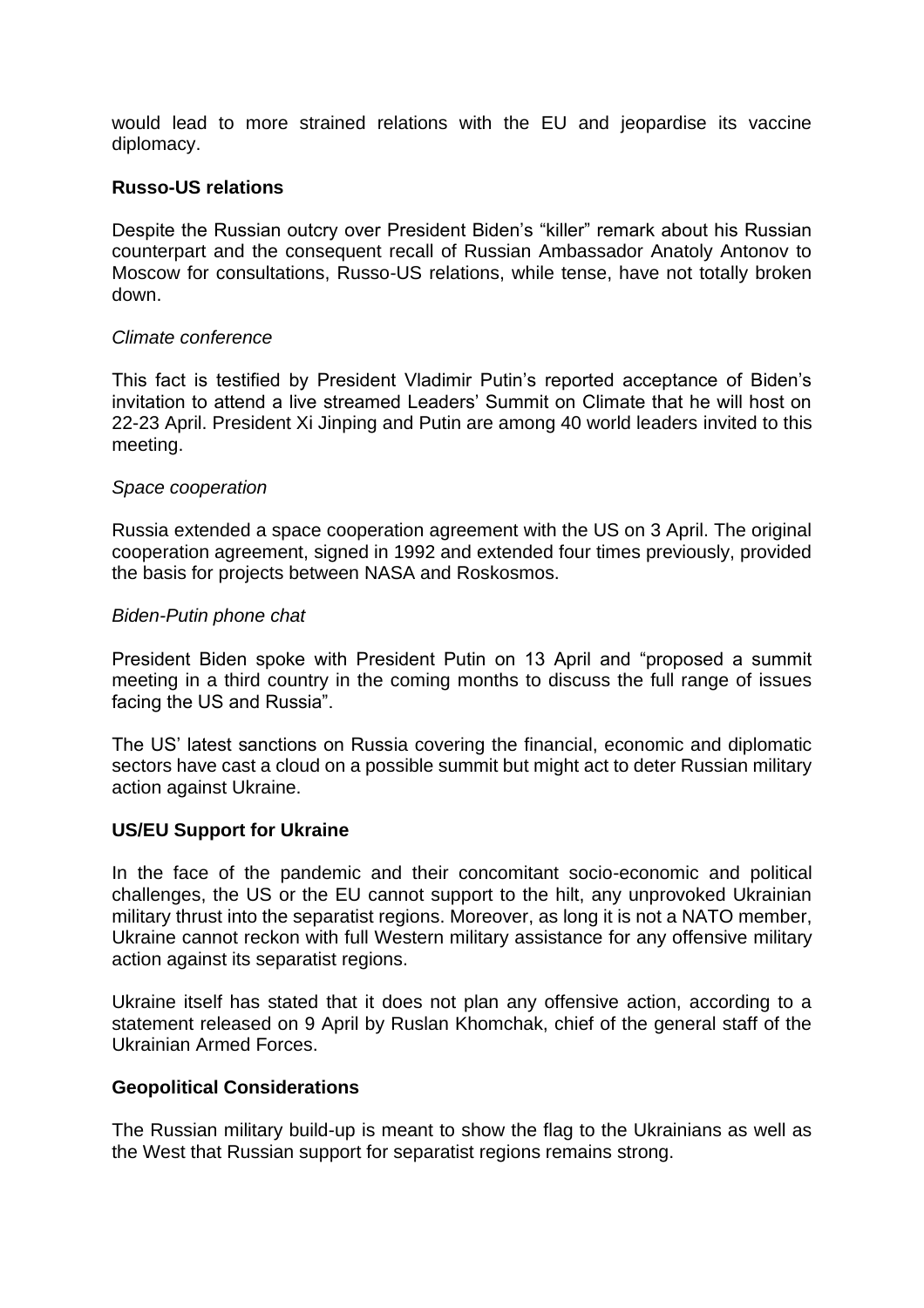would lead to more strained relations with the EU and jeopardise its vaccine diplomacy.

**Russo-US relations**

Despite the Russian outcry over President Biden's "killer" remark about his Russian counterpart and the consequent recall of Russian Ambassador Anatoly Antonov to Moscow for consultations, Russo-US relations, while tense, have not totally broken down.

*Climate conference*

This fact is testified by President Vladimir Putin's reported acceptance of Biden's invitation to attend a live streamed Leaders' Summit on Climate that he will host on 22-23 April. President Xi Jinping and Putin are among 40 world leaders invited to this meeting.

*Space cooperation*

Russia extended a space cooperation agreement with the US on 3 April. The original cooperation agreement, signed in 1992 and extended four times previously, provided the basis for projects between NASA and Roskosmos.

*Biden-Putin phone chat*

President Biden spoke with President Putin on 13 April and "proposed a summit meeting in a third country in the coming months to discuss the full range of issues facing the US and Russia".

The US' latest sanctions on Russia covering the financial, economic and diplomatic sectors have cast a cloud on a possible summit but might act to deter Russian military action against Ukraine.

**US/EU Support for Ukraine**

In the face of the pandemic and their concomitant socio-economic and political challenges, the US or the EU cannot support to the hilt, any unprovoked Ukrainian military thrust into the separatist regions. Moreover, as long it is not a NATO member, Ukraine cannot reckon with full Western military assistance for any offensive military action against its separatist regions.

Ukraine itself has stated that it does not plan any offensive action, according to a statement released on 9 April by Ruslan Khomchak, chief of the general staff of the Ukrainian Armed Forces.

**Geopolitical Considerations**

The Russian military build-up is meant to show the flag to the Ukrainians as well as the West that Russian support for separatist regions remains strong.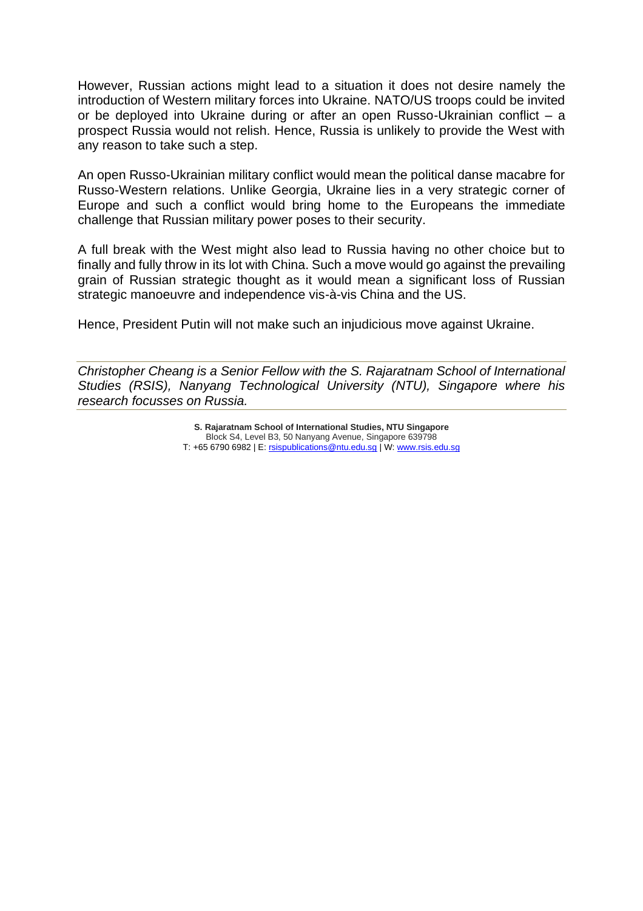However, Russian actions might lead to a situation it does not desire namely the introduction of Western military forces into Ukraine. NATO/US troops could be invited or be deployed into Ukraine during or after an open Russo-Ukrainian conflict – a prospect Russia would not relish. Hence, Russia is unlikely to provide the West with any reason to take such a step.

An open Russo-Ukrainian military conflict would mean the political danse macabre for Russo-Western relations. Unlike Georgia, Ukraine lies in a very strategic corner of Europe and such a conflict would bring home to the Europeans the immediate challenge that Russian military power poses to their security.

A full break with the West might also lead to Russia having no other choice but to finally and fully throw in its lot with China. Such a move would go against the prevailing grain of Russian strategic thought as it would mean a significant loss of Russian strategic manoeuvre and independence vis-à-vis China and the US.

Hence, President Putin will not make such an injudicious move against Ukraine.

---

*Christopher Cheang is a Senior Fellow with the S. Rajaratnam School of International Studies (RSIS), Nanyang Technological University (NTU), Singapore where his research focusses on Russia.*

---

**S. Rajaratnam School of International Studies, NTU Singapore**
Block S4, Level B3, 50 Nanyang Avenue, Singapore 639798
T: +65 6790 6982 | E: rsispublications@ntu.edu.sg | W: www.rsis.edu.sg